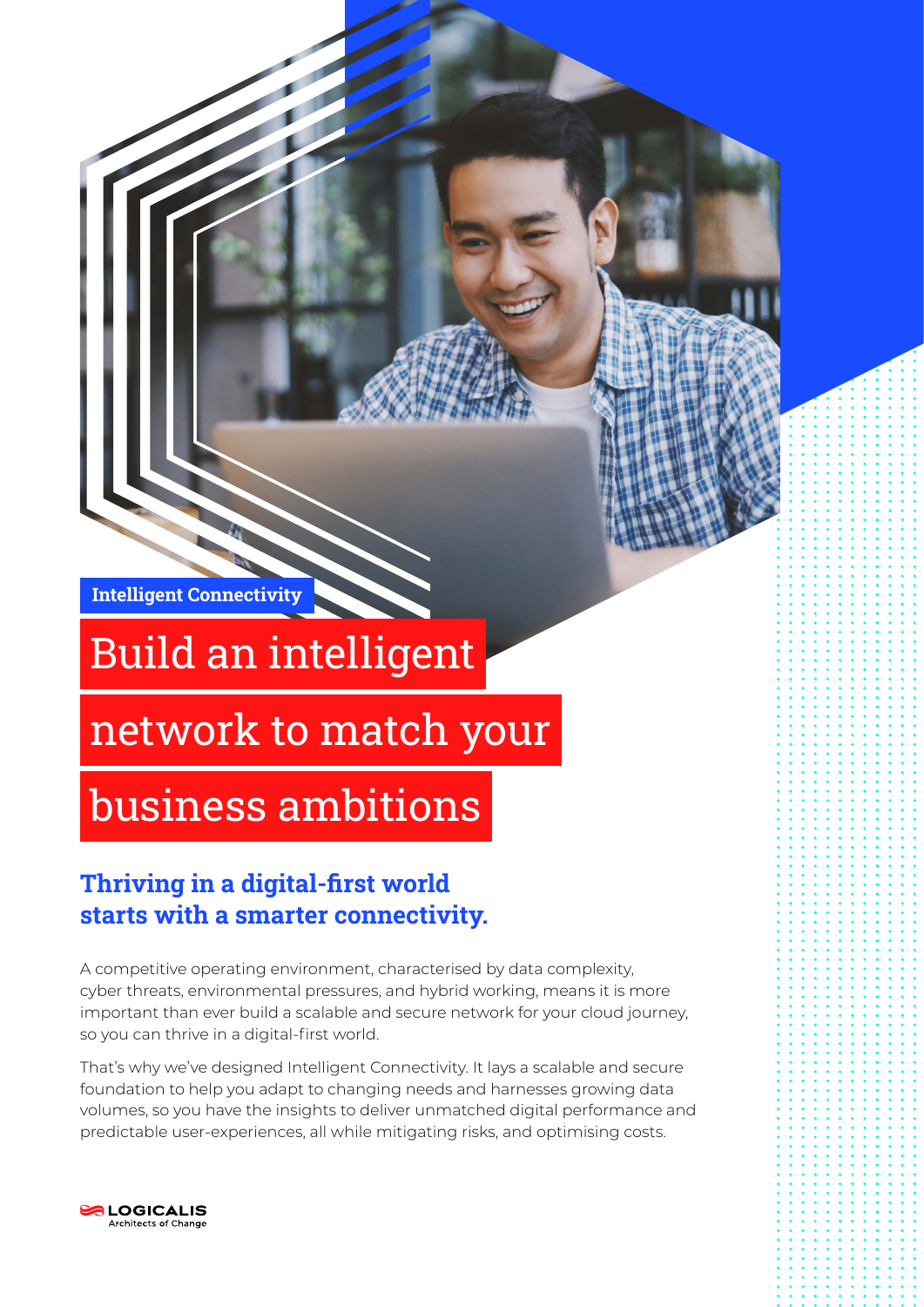**Intelligent Connectivity**

# Build an intelligent network to match your business ambitions

## Thriving in a digital-first world starts with a smarter connectivity.

A competitive operating environment, characterised by data complexity, cyber threats, environmental pressures, and hybrid working, means it is more important than ever build a scalable and secure network for your cloud journey, so you can thrive in a digital-first world.

That's why we've designed Intelligent Connectivity. It lays a scalable and secure foundation to help you adapt to changing needs and harnesses growing data volumes, so you have the insights to deliver unmatched digital performance and predictable user-experiences, all while mitigating risks, and optimising costs.

LOGICALIS
Architects of Change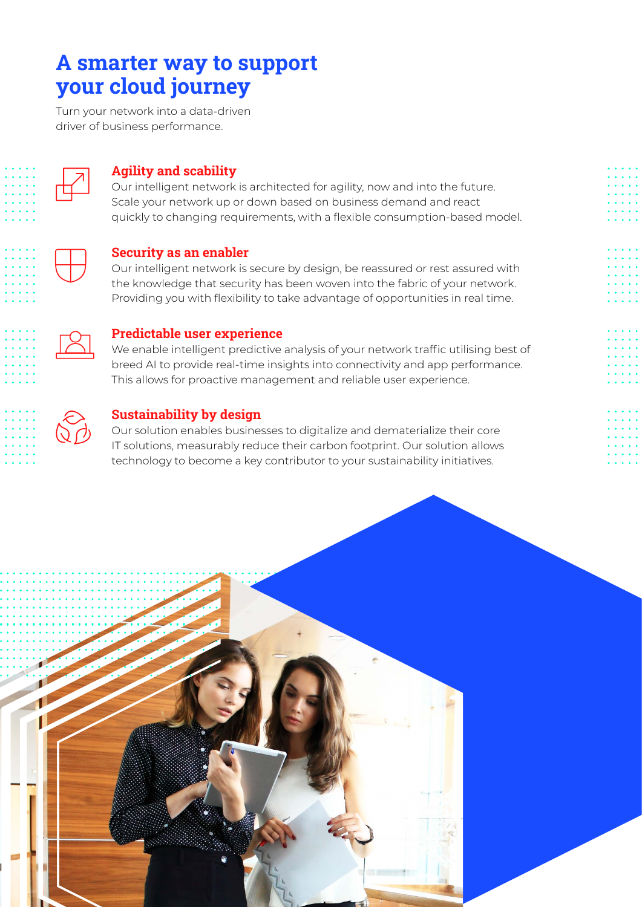# A smarter way to support your cloud journey

Turn your network into a data-driven driver of business performance.

### Agility and scability

Our intelligent network is architected for agility, now and into the future. Scale your network up or down based on business demand and react quickly to changing requirements, with a flexible consumption-based model.

### Security as an enabler

Our intelligent network is secure by design, be reassured or rest assured with the knowledge that security has been woven into the fabric of your network. Providing you with flexibility to take advantage of opportunities in real time.

### Predictable user experience

We enable intelligent predictive analysis of your network traffic utilising best of breed AI to provide real-time insights into connectivity and app performance. This allows for proactive management and reliable user experience.

### Sustainability by design

Our solution enables businesses to digitalize and dematerialize their core IT solutions, measurably reduce their carbon footprint. Our solution allows technology to become a key contributor to your sustainability initiatives.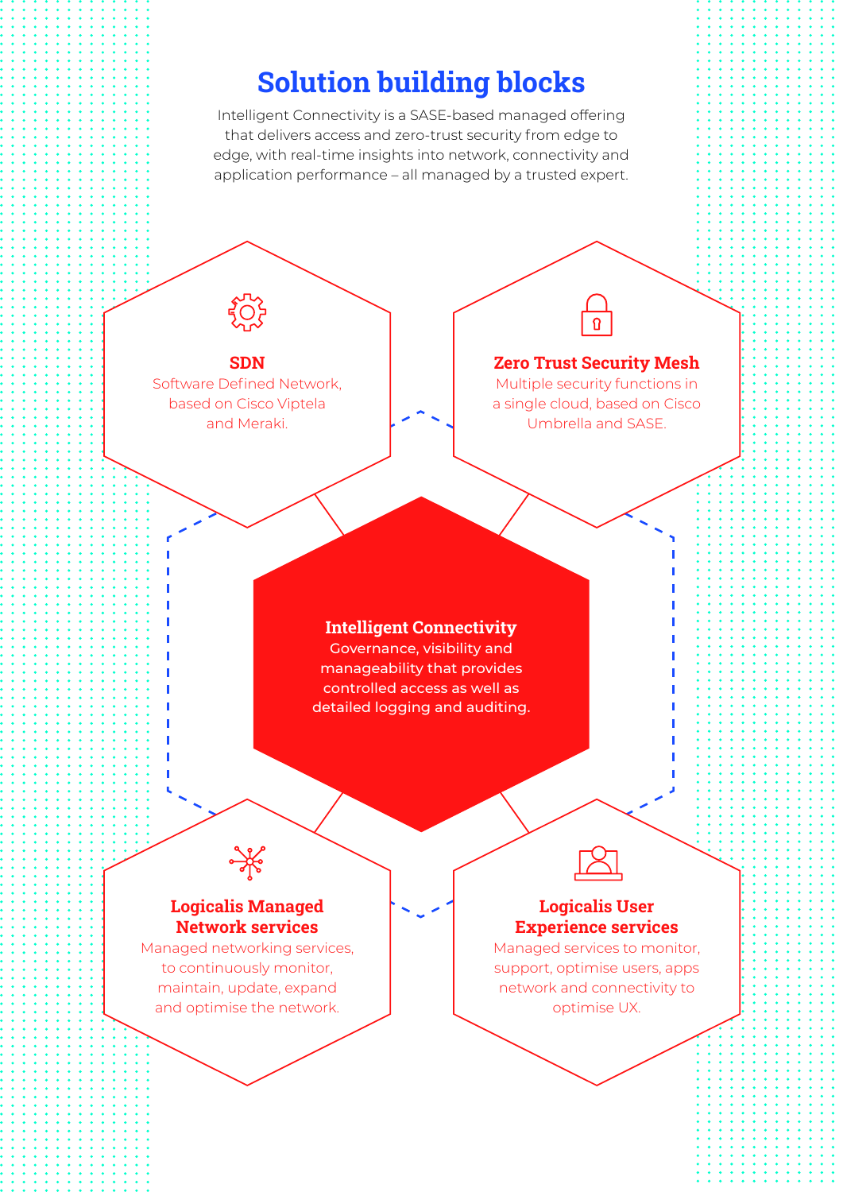# Solution building blocks

Intelligent Connectivity is a SASE-based managed offering that delivers access and zero-trust security from edge to edge, with real-time insights into network, connectivity and application performance – all managed by a trusted expert.

### SDN

Software Defined Network, based on Cisco Viptela and Meraki.

### Zero Trust Security Mesh

Multiple security functions in a single cloud, based on Cisco Umbrella and SASE.

### Intelligent Connectivity

Governance, visibility and manageability that provides controlled access as well as detailed logging and auditing.

### Logicalis Managed Network services

Managed networking services, to continuously monitor, maintain, update, expand and optimise the network.

### Logicalis User Experience services

Managed services to monitor, support, optimise users, apps network and connectivity to optimise UX.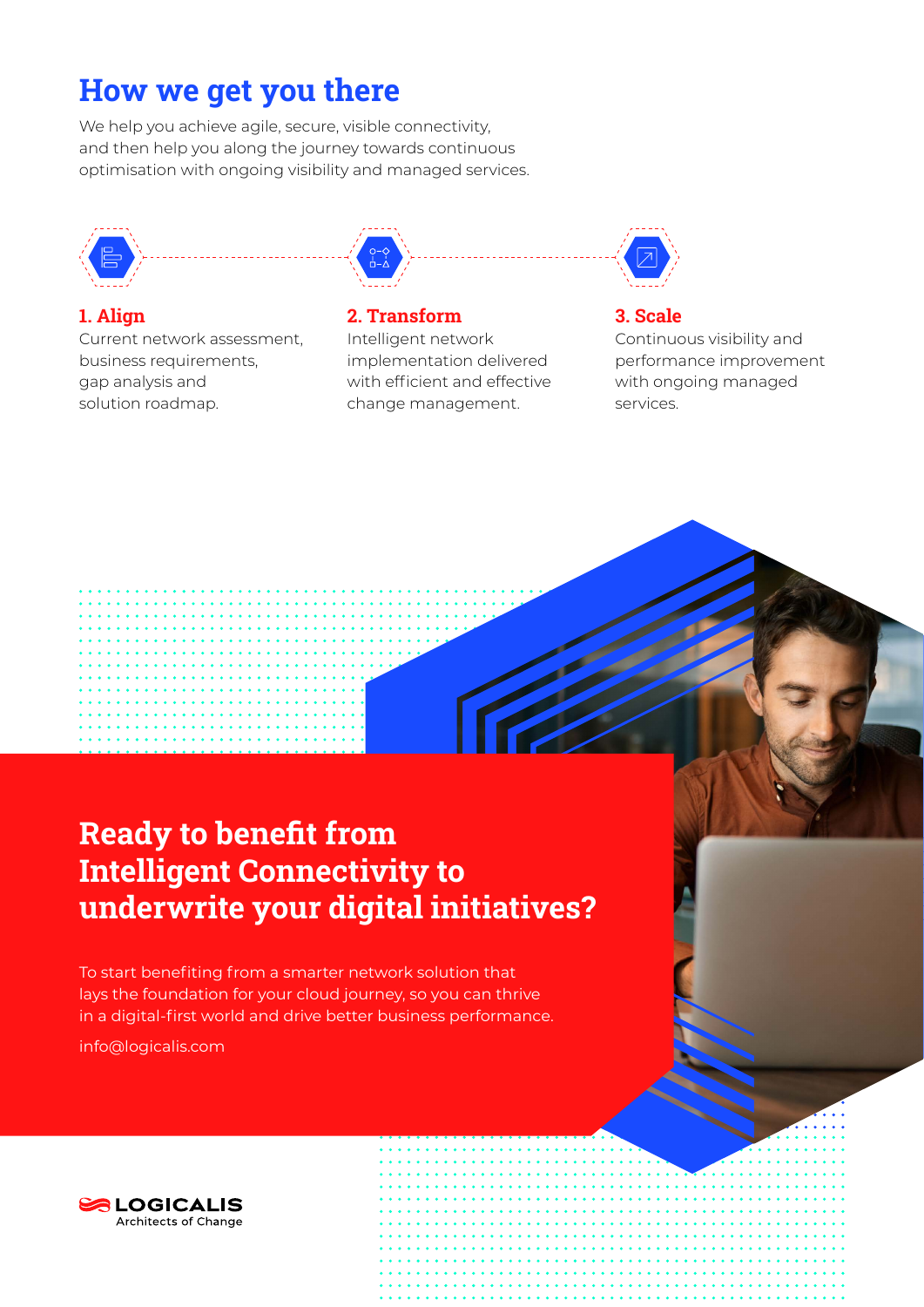# How we get you there

We help you achieve agile, secure, visible connectivity, and then help you along the journey towards continuous optimisation with ongoing visibility and managed services.

### 1. Align

Current network assessment, business requirements, gap analysis and solution roadmap.

### 2. Transform

Intelligent network implementation delivered with efficient and effective change management.

### 3. Scale

Continuous visibility and performance improvement with ongoing managed services.

## Ready to benefit from Intelligent Connectivity to underwrite your digital initiatives?

To start benefiting from a smarter network solution that lays the foundation for your cloud journey, so you can thrive in a digital-first world and drive better business performance.

info@logicalis.com

LOGICALIS
Architects of Change